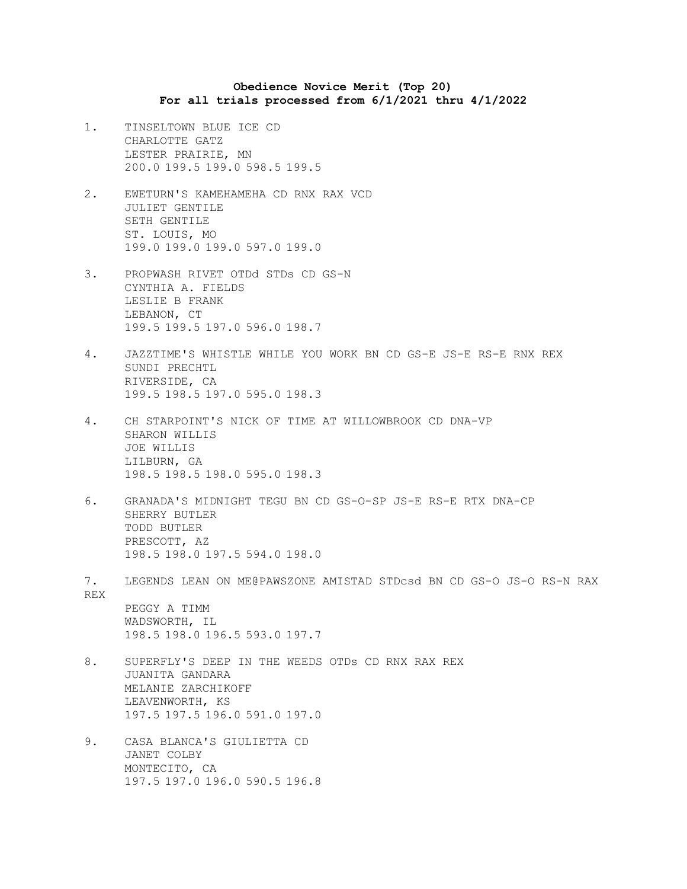**Obedience Novice Merit (Top 20)**
**For all trials processed from 6/1/2021 thru 4/1/2022**

1. TINSELTOWN BLUE ICE CD
   CHARLOTTE GATZ
   LESTER PRAIRIE, MN
   200.0 199.5 199.0 598.5 199.5

2. EWETURN'S KAMEHAMEHA CD RNX RAX VCD
   JULIET GENTILE
   SETH GENTILE
   ST. LOUIS, MO
   199.0 199.0 199.0 597.0 199.0

3. PROPWASH RIVET OTDd STDs CD GS-N
   CYNTHIA A. FIELDS
   LESLIE B FRANK
   LEBANON, CT
   199.5 199.5 197.0 596.0 198.7

4. JAZZTIME'S WHISTLE WHILE YOU WORK BN CD GS-E JS-E RS-E RNX REX
   SUNDI PRECHTL
   RIVERSIDE, CA
   199.5 198.5 197.0 595.0 198.3

4. CH STARPOINT'S NICK OF TIME AT WILLOWBROOK CD DNA-VP
   SHARON WILLIS
   JOE WILLIS
   LILBURN, GA
   198.5 198.5 198.0 595.0 198.3

6. GRANADA'S MIDNIGHT TEGU BN CD GS-O-SP JS-E RS-E RTX DNA-CP
   SHERRY BUTLER
   TODD BUTLER
   PRESCOTT, AZ
   198.5 198.0 197.5 594.0 198.0

7. LEGENDS LEAN ON ME@PAWSZONE AMISTAD STDcsd BN CD GS-O JS-O RS-N RAX REX
   PEGGY A TIMM
   WADSWORTH, IL
   198.5 198.0 196.5 593.0 197.7

8. SUPERFLY'S DEEP IN THE WEEDS OTDs CD RNX RAX REX
   JUANITA GANDARA
   MELANIE ZARCHIKOFF
   LEAVENWORTH, KS
   197.5 197.5 196.0 591.0 197.0

9. CASA BLANCA'S GIULIETTA CD
   JANET COLBY
   MONTECITO, CA
   197.5 197.0 196.0 590.5 196.8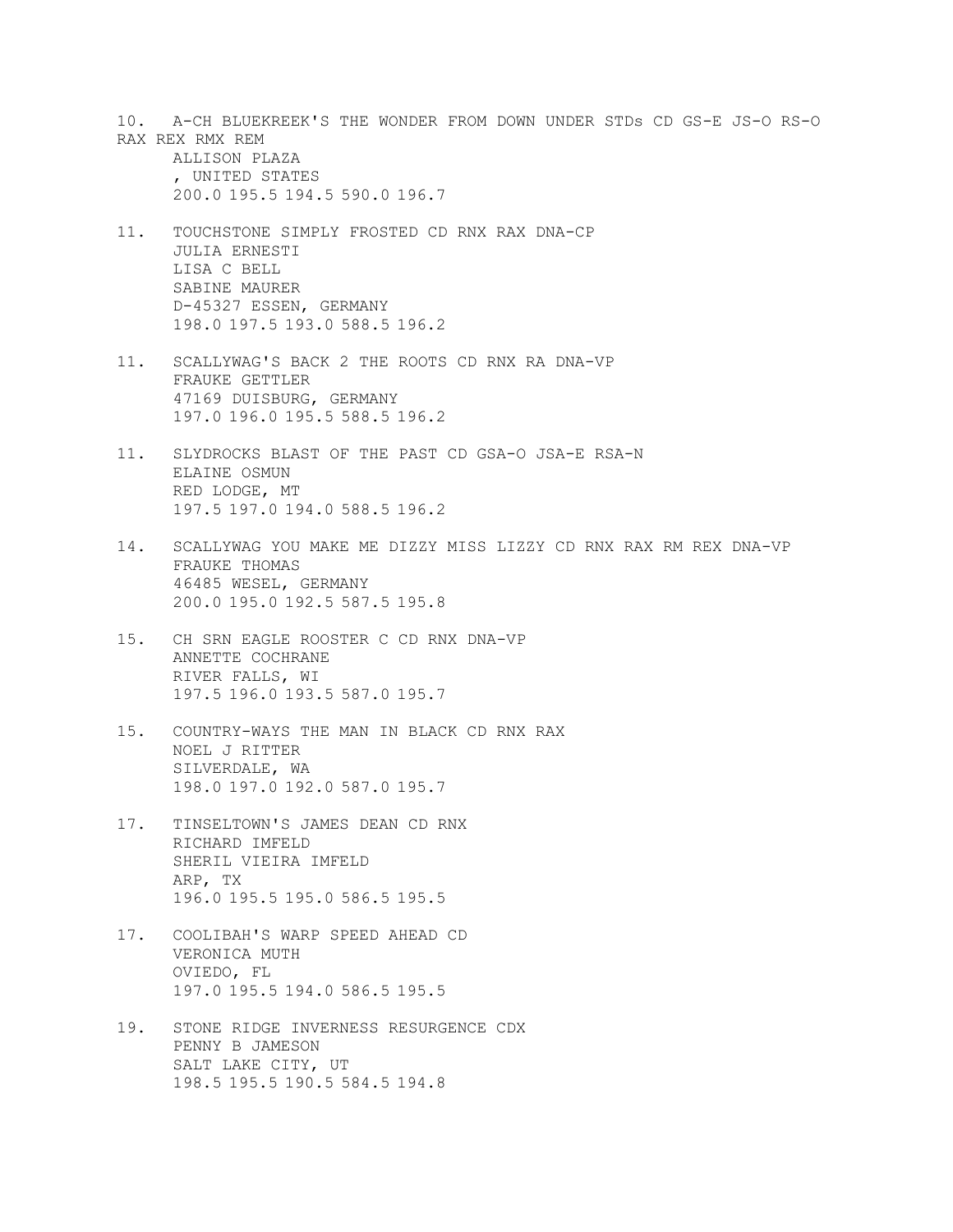10. A-CH BLUEKREEK'S THE WONDER FROM DOWN UNDER STDs CD GS-E JS-O RS-O RAX REX RMX REM
    ALLISON PLAZA
    , UNITED STATES
    200.0 195.5 194.5 590.0 196.7

11. TOUCHSTONE SIMPLY FROSTED CD RNX RAX DNA-CP
    JULIA ERNESTI
    LISA C BELL
    SABINE MAURER
    D-45327 ESSEN, GERMANY
    198.0 197.5 193.0 588.5 196.2

11. SCALLYWAG'S BACK 2 THE ROOTS CD RNX RA DNA-VP
    FRAUKE GETTLER
    47169 DUISBURG, GERMANY
    197.0 196.0 195.5 588.5 196.2

11. SLYDROCKS BLAST OF THE PAST CD GSA-O JSA-E RSA-N
    ELAINE OSMUN
    RED LODGE, MT
    197.5 197.0 194.0 588.5 196.2

14. SCALLYWAG YOU MAKE ME DIZZY MISS LIZZY CD RNX RAX RM REX DNA-VP
    FRAUKE THOMAS
    46485 WESEL, GERMANY
    200.0 195.0 192.5 587.5 195.8

15. CH SRN EAGLE ROOSTER C CD RNX DNA-VP
    ANNETTE COCHRANE
    RIVER FALLS, WI
    197.5 196.0 193.5 587.0 195.7

15. COUNTRY-WAYS THE MAN IN BLACK CD RNX RAX
    NOEL J RITTER
    SILVERDALE, WA
    198.0 197.0 192.0 587.0 195.7

17. TINSELTOWN'S JAMES DEAN CD RNX
    RICHARD IMFELD
    SHERIL VIEIRA IMFELD
    ARP, TX
    196.0 195.5 195.0 586.5 195.5

17. COOLIBAH'S WARP SPEED AHEAD CD
    VERONICA MUTH
    OVIEDO, FL
    197.0 195.5 194.0 586.5 195.5

19. STONE RIDGE INVERNESS RESURGENCE CDX
    PENNY B JAMESON
    SALT LAKE CITY, UT
    198.5 195.5 190.5 584.5 194.8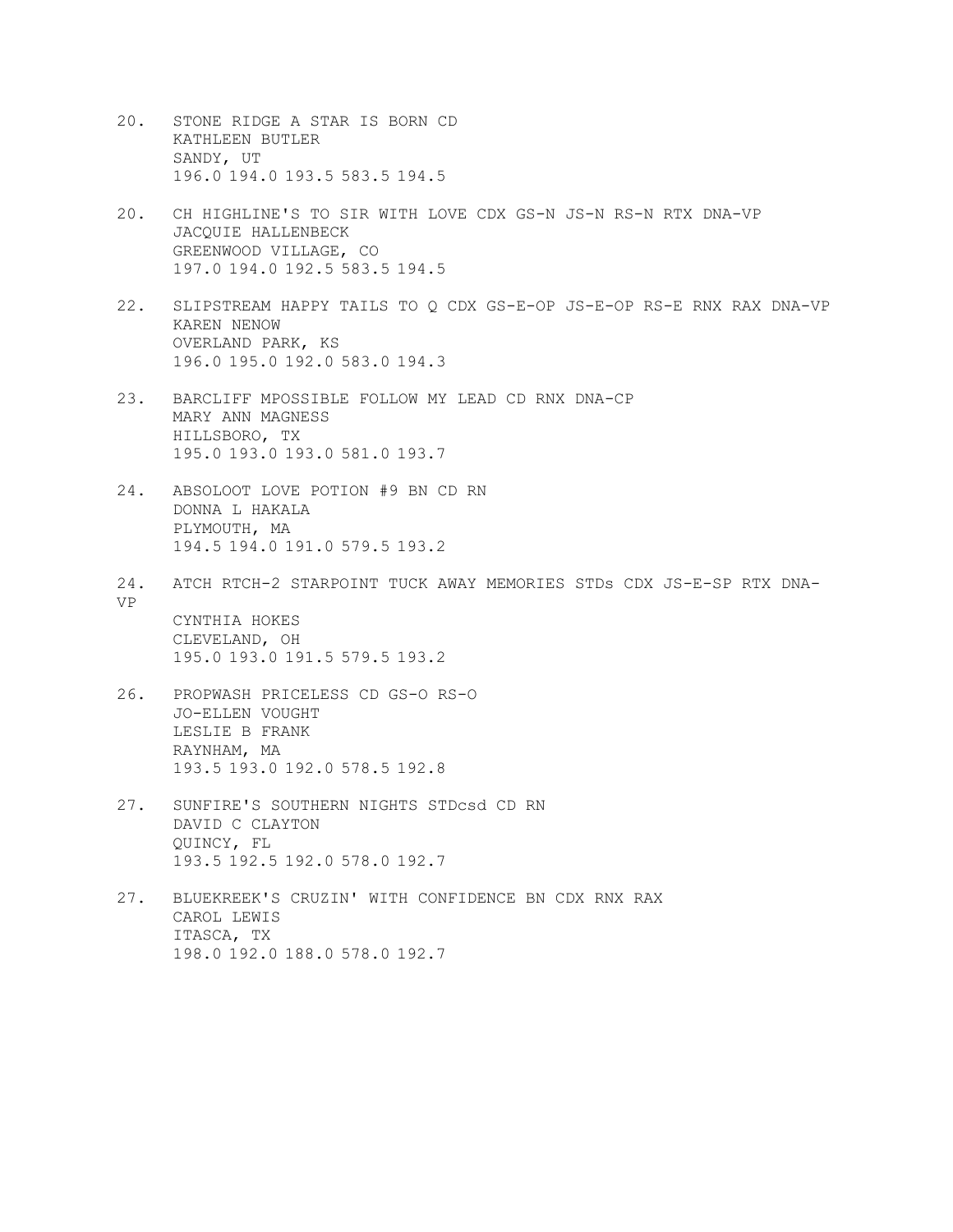20. STONE RIDGE A STAR IS BORN CD
    KATHLEEN BUTLER
    SANDY, UT
    196.0 194.0 193.5 583.5 194.5

20. CH HIGHLINE'S TO SIR WITH LOVE CDX GS-N JS-N RS-N RTX DNA-VP
    JACQUIE HALLENBECK
    GREENWOOD VILLAGE, CO
    197.0 194.0 192.5 583.5 194.5

22. SLIPSTREAM HAPPY TAILS TO Q CDX GS-E-OP JS-E-OP RS-E RNX RAX DNA-VP
    KAREN NENOW
    OVERLAND PARK, KS
    196.0 195.0 192.0 583.0 194.3

23. BARCLIFF MPOSSIBLE FOLLOW MY LEAD CD RNX DNA-CP
    MARY ANN MAGNESS
    HILLSBORO, TX
    195.0 193.0 193.0 581.0 193.7

24. ABSOLOOT LOVE POTION #9 BN CD RN
    DONNA L HAKALA
    PLYMOUTH, MA
    194.5 194.0 191.0 579.5 193.2

24. ATCH RTCH-2 STARPOINT TUCK AWAY MEMORIES STDs CDX JS-E-SP RTX DNA-VP
    CYNTHIA HOKES
    CLEVELAND, OH
    195.0 193.0 191.5 579.5 193.2

26. PROPWASH PRICELESS CD GS-O RS-O
    JO-ELLEN VOUGHT
    LESLIE B FRANK
    RAYNHAM, MA
    193.5 193.0 192.0 578.5 192.8

27. SUNFIRE'S SOUTHERN NIGHTS STDcsd CD RN
    DAVID C CLAYTON
    QUINCY, FL
    193.5 192.5 192.0 578.0 192.7

27. BLUEKREEK'S CRUZIN' WITH CONFIDENCE BN CDX RNX RAX
    CAROL LEWIS
    ITASCA, TX
    198.0 192.0 188.0 578.0 192.7